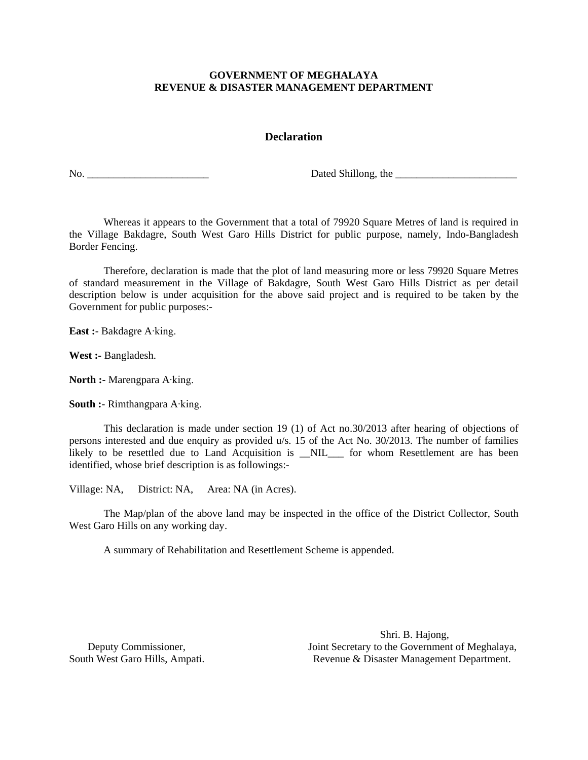**GOVERNMENT OF MEGHALAYA**
**REVENUE & DISASTER MANAGEMENT DEPARTMENT**

## Declaration

No. ________________________ Dated Shillong, the ________________________

Whereas it appears to the Government that a total of 79920 Square Metres of land is required in the Village Bakdagre, South West Garo Hills District for public purpose, namely, Indo-Bangladesh Border Fencing.

Therefore, declaration is made that the plot of land measuring more or less 79920 Square Metres of standard measurement in the Village of Bakdagre, South West Garo Hills District as per detail description below is under acquisition for the above said project and is required to be taken by the Government for public purposes:-

**East :-** Bakdagre A·king.

**West :-** Bangladesh.

**North :-** Marengpara A·king.

**South :-** Rimthangpara A·king.

This declaration is made under section 19 (1) of Act no.30/2013 after hearing of objections of persons interested and due enquiry as provided u/s. 15 of the Act No. 30/2013. The number of families likely to be resettled due to Land Acquisition is __NIL___ for whom Resettlement are has been identified, whose brief description is as followings:-

Village: NA, District: NA, Area: NA (in Acres).

The Map/plan of the above land may be inspected in the office of the District Collector, South West Garo Hills on any working day.

A summary of Rehabilitation and Resettlement Scheme is appended.

Shri. B. Hajong,
Joint Secretary to the Government of Meghalaya,
Revenue & Disaster Management Department.

Deputy Commissioner,
South West Garo Hills, Ampati.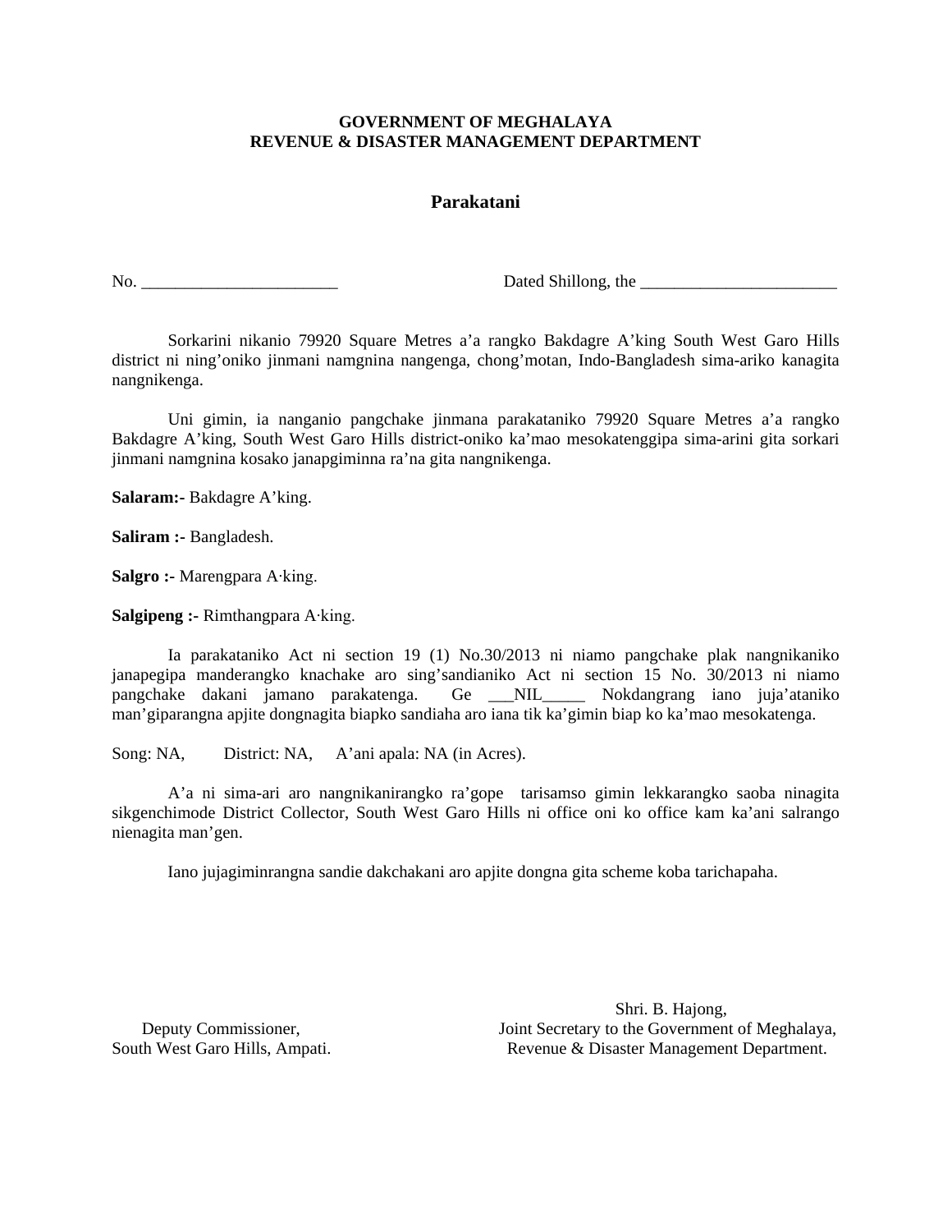**GOVERNMENT OF MEGHALAYA**
**REVENUE & DISASTER MANAGEMENT DEPARTMENT**

## Parakatani

No. ________________________ Dated Shillong, the ________________________

Sorkarini nikanio 79920 Square Metres a'a rangko Bakdagre A'king South West Garo Hills district ni ning'oniko jinmani namgnina nangenga, chong'motan, Indo-Bangladesh sima-ariko kanagita nangnikenga.

Uni gimin, ia nanganio pangchake jinmana parakataniko 79920 Square Metres a'a rangko Bakdagre A'king, South West Garo Hills district-oniko ka'mao mesokatenggipa sima-arini gita sorkari jinmani namgnina kosako janapgiminna ra'na gita nangnikenga.

**Salaram:-** Bakdagre A'king.

**Saliram :-** Bangladesh.

**Salgro :-** Marengpara A·king.

**Salgipeng :-** Rimthangpara A·king.

Ia parakataniko Act ni section 19 (1) No.30/2013 ni niamo pangchake plak nangnikaniko janapegipa manderangko knachake aro sing'sandianiko Act ni section 15 No. 30/2013 ni niamo pangchake dakani jamano parakatenga. Ge ___NIL_____ Nokdangrang iano juja'ataniko man'giparangna apjite dongnagita biapko sandiaha aro iana tik ka'gimin biap ko ka'mao mesokatenga.

Song: NA, District: NA, A'ani apala: NA (in Acres).

A'a ni sima-ari aro nangnikanirangko ra'gope tarisamso gimin lekkarangko saoba ninagita sikgenchimode District Collector, South West Garo Hills ni office oni ko office kam ka'ani salrango nienagita man'gen.

Iano jujagiminrangna sandie dakchakani aro apjite dongna gita scheme koba tarichapaha.

Deputy Commissioner,
South West Garo Hills, Ampati.

Shri. B. Hajong,
Joint Secretary to the Government of Meghalaya,
Revenue & Disaster Management Department.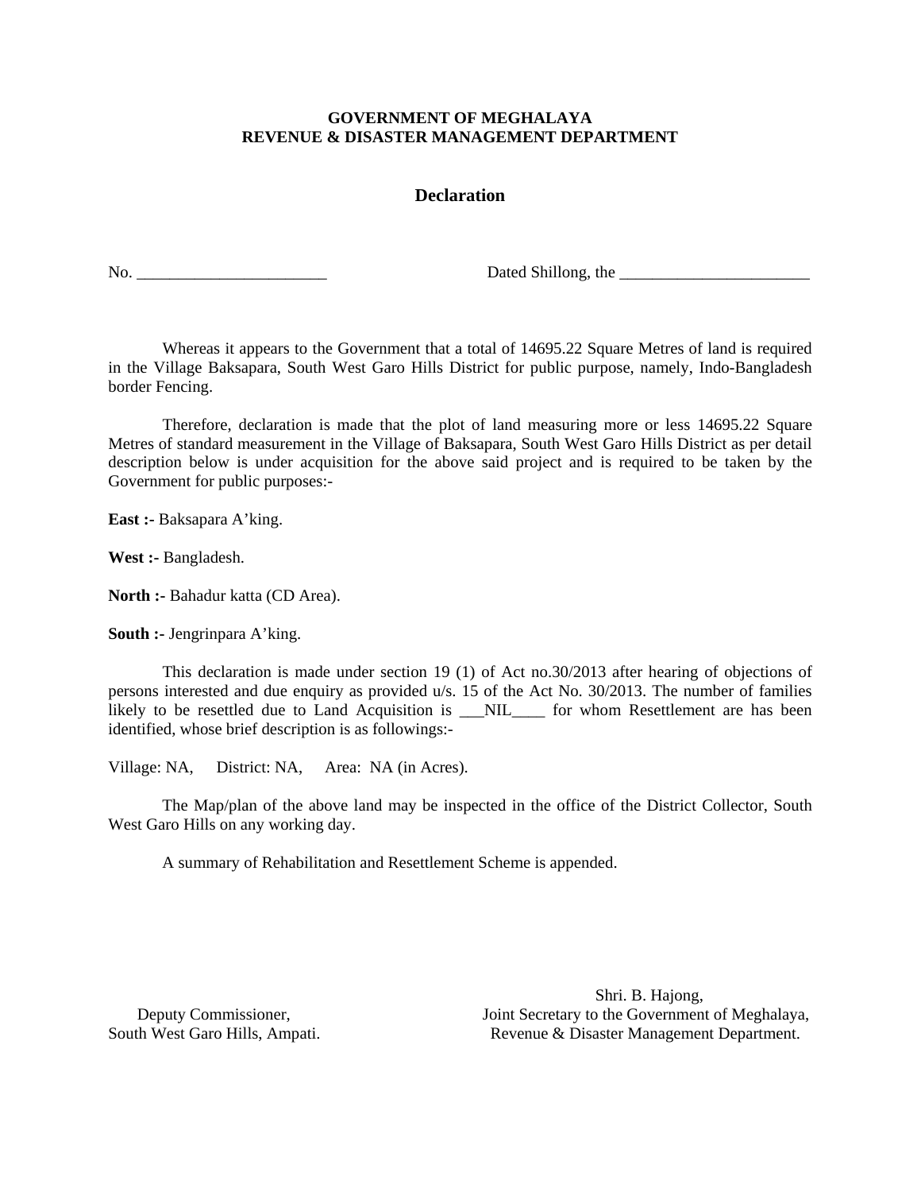**GOVERNMENT OF MEGHALAYA**
**REVENUE & DISASTER MANAGEMENT DEPARTMENT**

## Declaration

No. ________________________ Dated Shillong, the ________________________

Whereas it appears to the Government that a total of 14695.22 Square Metres of land is required in the Village Baksapara, South West Garo Hills District for public purpose, namely, Indo-Bangladesh border Fencing.

Therefore, declaration is made that the plot of land measuring more or less 14695.22 Square Metres of standard measurement in the Village of Baksapara, South West Garo Hills District as per detail description below is under acquisition for the above said project and is required to be taken by the Government for public purposes:-

**East :-** Baksapara A'king.

**West :-** Bangladesh.

**North :-** Bahadur katta (CD Area).

**South :-** Jengrinpara A'king.

This declaration is made under section 19 (1) of Act no.30/2013 after hearing of objections of persons interested and due enquiry as provided u/s. 15 of the Act No. 30/2013. The number of families likely to be resettled due to Land Acquisition is ___NIL____ for whom Resettlement are has been identified, whose brief description is as followings:-

Village: NA, District: NA, Area: NA (in Acres).

The Map/plan of the above land may be inspected in the office of the District Collector, South West Garo Hills on any working day.

A summary of Rehabilitation and Resettlement Scheme is appended.

Shri. B. Hajong,
Joint Secretary to the Government of Meghalaya,
Revenue & Disaster Management Department.

Deputy Commissioner,
South West Garo Hills, Ampati.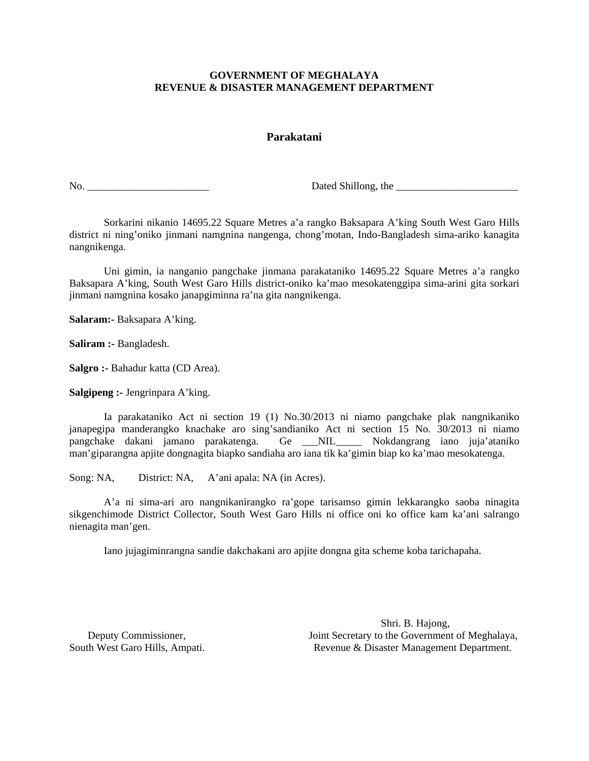**GOVERNMENT OF MEGHALAYA**
**REVENUE & DISASTER MANAGEMENT DEPARTMENT**

## Parakatani

No. _______________________ Dated Shillong, the _______________________

Sorkarini nikanio 14695.22 Square Metres a'a rangko Baksapara A'king South West Garo Hills district ni ning'oniko jinmani namgnina nangenga, chong'motan, Indo-Bangladesh sima-ariko kanagita nangnikenga.

Uni gimin, ia nanganio pangchake jinmana parakataniko 14695.22 Square Metres a'a rangko Baksapara A'king, South West Garo Hills district-oniko ka'mao mesokatenggipa sima-arini gita sorkari jinmani namgnina kosako janapgiminna ra'na gita nangnikenga.

**Salaram:-** Baksapara A'king.

**Saliram :-** Bangladesh.

**Salgro :-** Bahadur katta (CD Area).

**Salgipeng :-** Jengrinpara A'king.

Ia parakataniko Act ni section 19 (1) No.30/2013 ni niamo pangchake plak nangnikaniko janapegipa manderangko knachake aro sing'sandianiko Act ni section 15 No. 30/2013 ni niamo pangchake dakani jamano parakatenga. Ge ___NIL_____ Nokdangrang iano juja'ataniko man'giparangna apjite dongnagita biapko sandiaha aro iana tik ka'gimin biap ko ka'mao mesokatenga.

Song: NA, District: NA, A'ani apala: NA (in Acres).

A'a ni sima-ari aro nangnikanirangko ra'gope tarisamso gimin lekkarangko saoba ninagita sikgenchimode District Collector, South West Garo Hills ni office oni ko office kam ka'ani salrango nienagita man'gen.

Iano jujagiminrangna sandie dakchakani aro apjite dongna gita scheme koba tarichapaha.

Deputy Commissioner,
South West Garo Hills, Ampati.

Shri. B. Hajong,
Joint Secretary to the Government of Meghalaya,
Revenue & Disaster Management Department.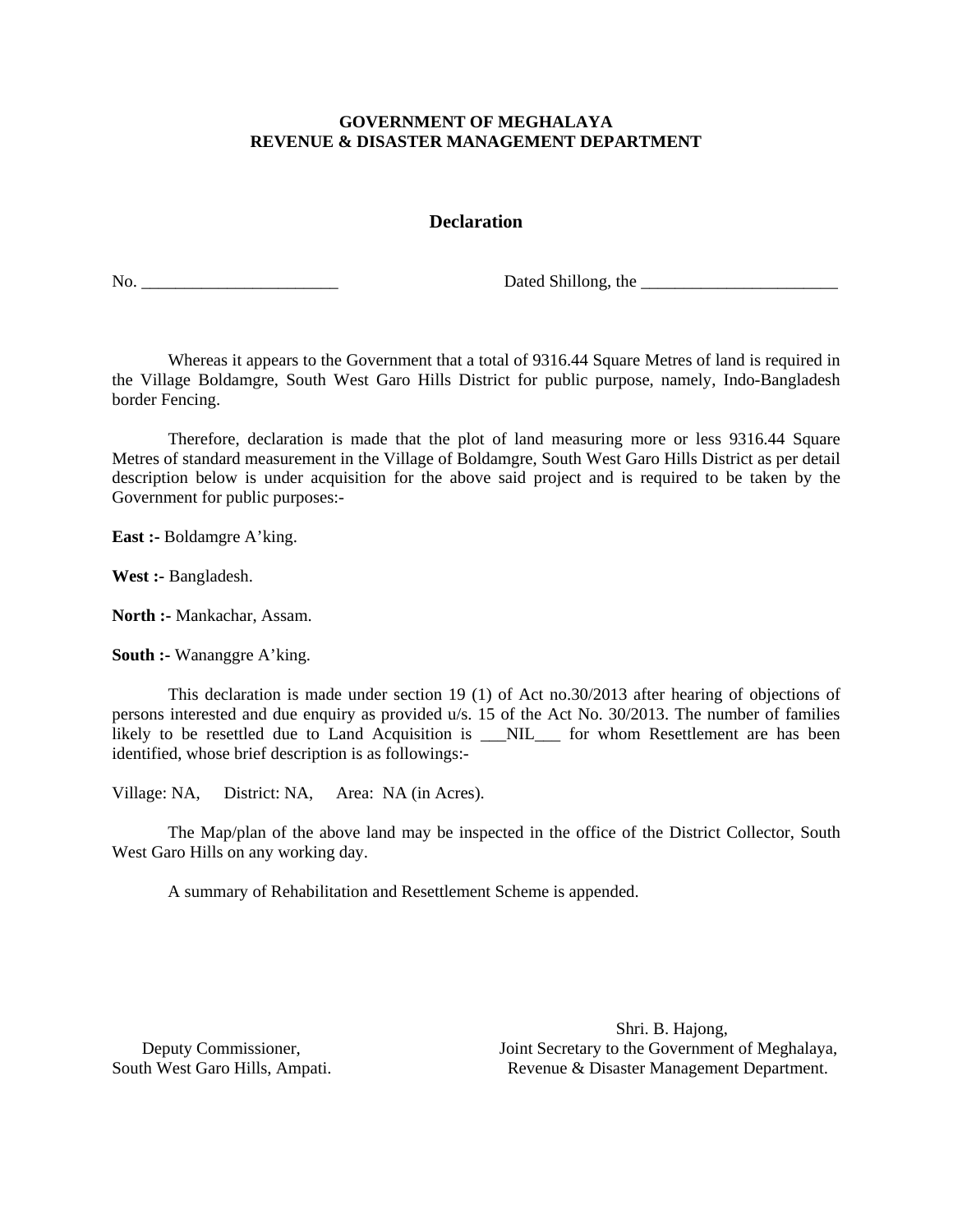**GOVERNMENT OF MEGHALAYA**
**REVENUE & DISASTER MANAGEMENT DEPARTMENT**

## Declaration

No. ________________________ Dated Shillong, the ________________________

Whereas it appears to the Government that a total of 9316.44 Square Metres of land is required in the Village Boldamgre, South West Garo Hills District for public purpose, namely, Indo-Bangladesh border Fencing.

Therefore, declaration is made that the plot of land measuring more or less 9316.44 Square Metres of standard measurement in the Village of Boldamgre, South West Garo Hills District as per detail description below is under acquisition for the above said project and is required to be taken by the Government for public purposes:-

**East :-** Boldamgre A'king.

**West :-** Bangladesh.

**North :-** Mankachar, Assam.

**South :-** Wananggre A'king.

This declaration is made under section 19 (1) of Act no.30/2013 after hearing of objections of persons interested and due enquiry as provided u/s. 15 of the Act No. 30/2013. The number of families likely to be resettled due to Land Acquisition is ___NIL___ for whom Resettlement are has been identified, whose brief description is as followings:-

Village: NA, District: NA, Area: NA (in Acres).

The Map/plan of the above land may be inspected in the office of the District Collector, South West Garo Hills on any working day.

A summary of Rehabilitation and Resettlement Scheme is appended.

Shri. B. Hajong,
Joint Secretary to the Government of Meghalaya,
Revenue & Disaster Management Department.

Deputy Commissioner,
South West Garo Hills, Ampati.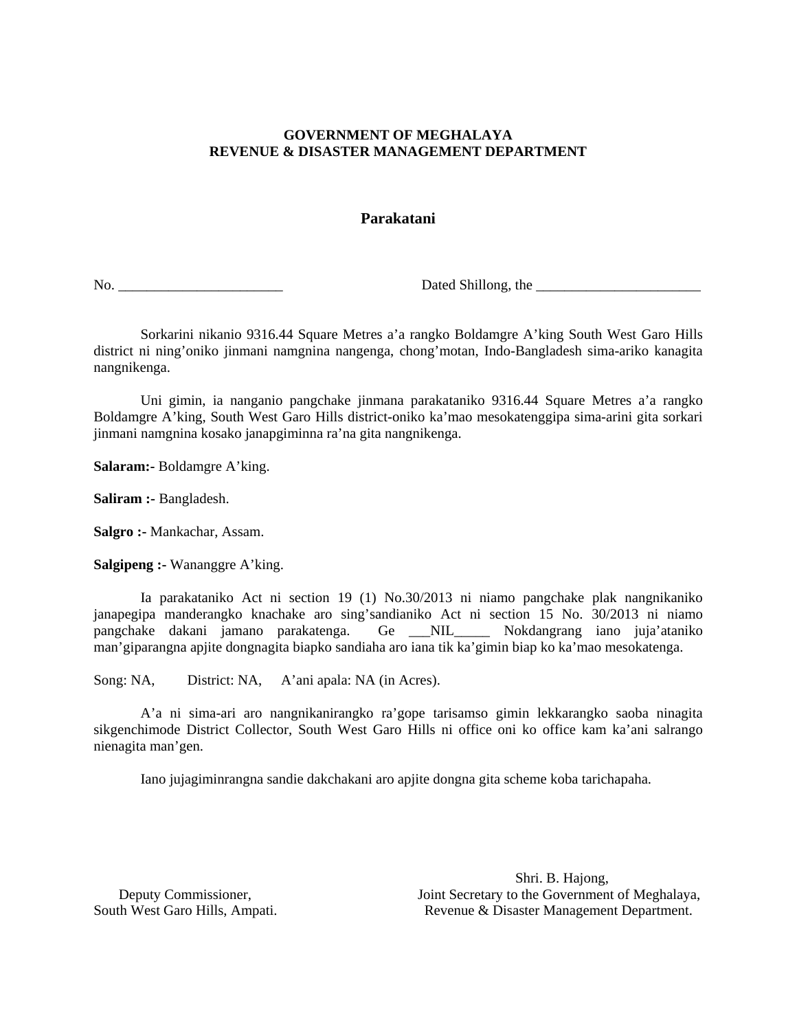**GOVERNMENT OF MEGHALAYA**
**REVENUE & DISASTER MANAGEMENT DEPARTMENT**

## Parakatani

No. ________________________ Dated Shillong, the ________________________

Sorkarini nikanio 9316.44 Square Metres a'a rangko Boldamgre A'king South West Garo Hills district ni ning'oniko jinmani namgnina nangenga, chong'motan, Indo-Bangladesh sima-ariko kanagita nangnikenga.

Uni gimin, ia nanganio pangchake jinmana parakataniko 9316.44 Square Metres a'a rangko Boldamgre A'king, South West Garo Hills district-oniko ka'mao mesokatenggipa sima-arini gita sorkari jinmani namgnina kosako janapgiminna ra'na gita nangnikenga.

**Salaram:-** Boldamgre A'king.

**Saliram :-** Bangladesh.

**Salgro :-** Mankachar, Assam.

**Salgipeng :-** Wananggre A'king.

Ia parakataniko Act ni section 19 (1) No.30/2013 ni niamo pangchake plak nangnikaniko janapegipa manderangko knachake aro sing'sandianiko Act ni section 15 No. 30/2013 ni niamo pangchake dakani jamano parakatenga. Ge ___NIL_____ Nokdangrang iano juja'ataniko man'giparangna apjite dongnagita biapko sandiaha aro iana tik ka'gimin biap ko ka'mao mesokatenga.

Song: NA, District: NA, A'ani apala: NA (in Acres).

A'a ni sima-ari aro nangnikanirangko ra'gope tarisamso gimin lekkarangko saoba ninagita sikgenchimode District Collector, South West Garo Hills ni office oni ko office kam ka'ani salrango nienagita man'gen.

Iano jujagiminrangna sandie dakchakani aro apjite dongna gita scheme koba tarichapaha.

Deputy Commissioner,
South West Garo Hills, Ampati.

Shri. B. Hajong,
Joint Secretary to the Government of Meghalaya,
Revenue & Disaster Management Department.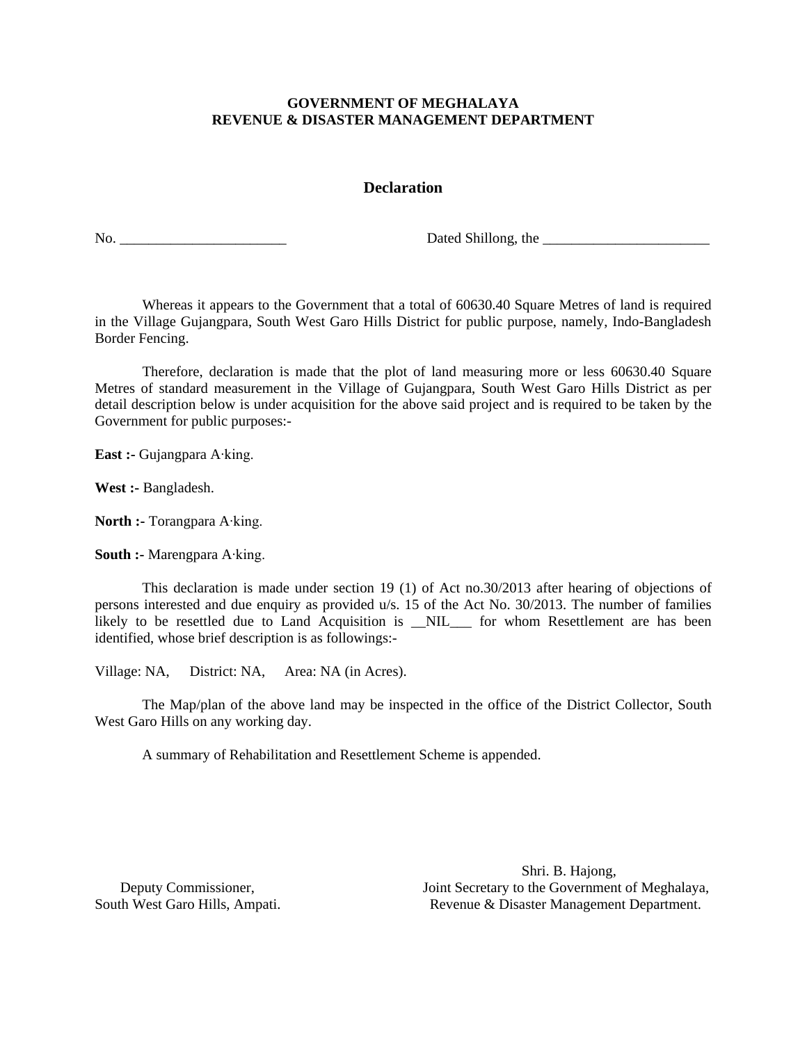**GOVERNMENT OF MEGHALAYA**
**REVENUE & DISASTER MANAGEMENT DEPARTMENT**

## Declaration

No. ________________________ Dated Shillong, the ________________________

Whereas it appears to the Government that a total of 60630.40 Square Metres of land is required in the Village Gujangpara, South West Garo Hills District for public purpose, namely, Indo-Bangladesh Border Fencing.

Therefore, declaration is made that the plot of land measuring more or less 60630.40 Square Metres of standard measurement in the Village of Gujangpara, South West Garo Hills District as per detail description below is under acquisition for the above said project and is required to be taken by the Government for public purposes:-

**East :-** Gujangpara A·king.

**West :-** Bangladesh.

**North :-** Torangpara A·king.

**South :-** Marengpara A·king.

This declaration is made under section 19 (1) of Act no.30/2013 after hearing of objections of persons interested and due enquiry as provided u/s. 15 of the Act No. 30/2013. The number of families likely to be resettled due to Land Acquisition is __NIL___ for whom Resettlement are has been identified, whose brief description is as followings:-

Village: NA, District: NA, Area: NA (in Acres).

The Map/plan of the above land may be inspected in the office of the District Collector, South West Garo Hills on any working day.

A summary of Rehabilitation and Resettlement Scheme is appended.

Shri. B. Hajong,
Joint Secretary to the Government of Meghalaya,
Revenue & Disaster Management Department.

Deputy Commissioner,
South West Garo Hills, Ampati.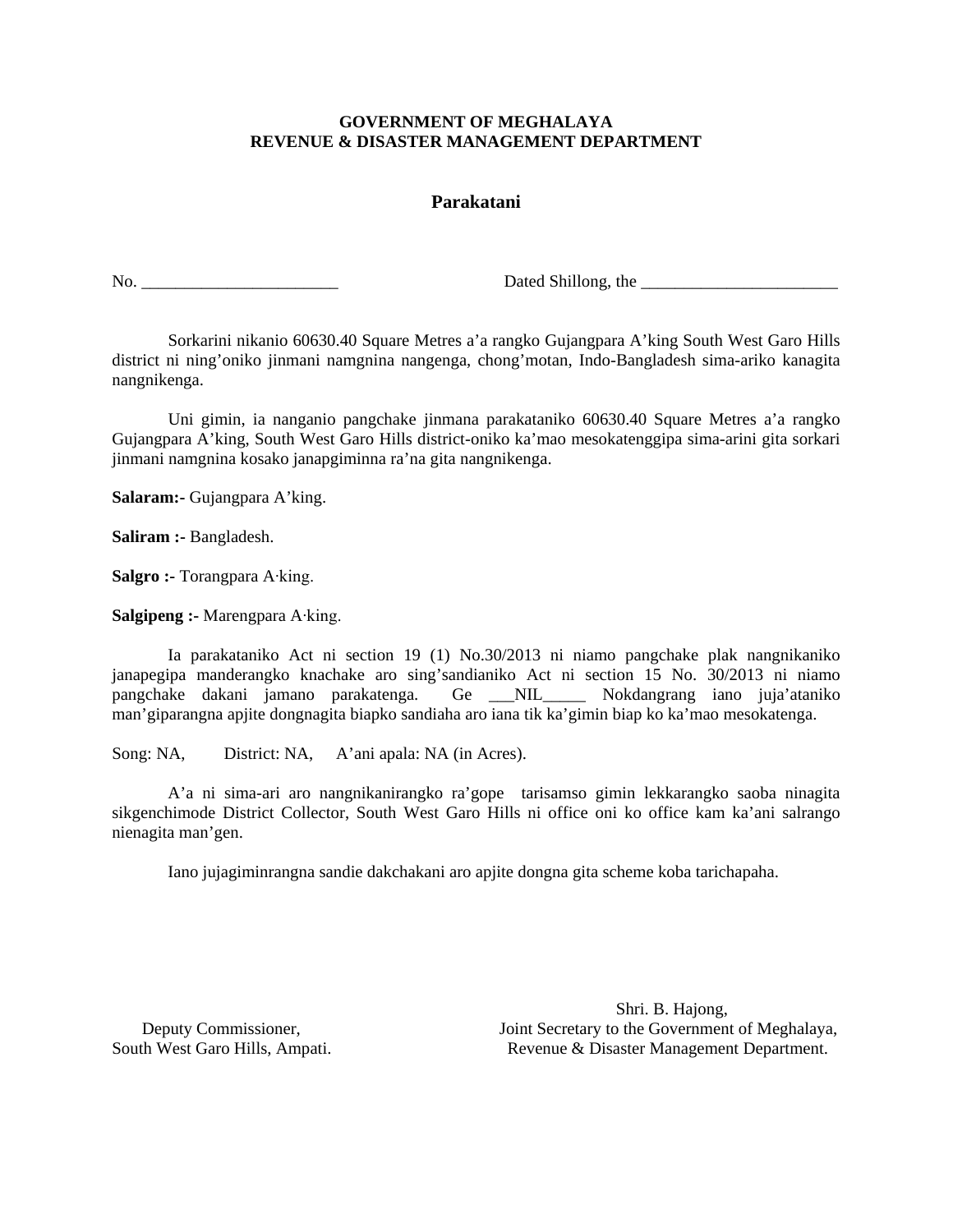**GOVERNMENT OF MEGHALAYA**
**REVENUE & DISASTER MANAGEMENT DEPARTMENT**

## Parakatani

No. ________________________ Dated Shillong, the ________________________

Sorkarini nikanio 60630.40 Square Metres a'a rangko Gujangpara A'king South West Garo Hills district ni ning'oniko jinmani namgnina nangenga, chong'motan, Indo-Bangladesh sima-ariko kanagita nangnikenga.

Uni gimin, ia nanganio pangchake jinmana parakataniko 60630.40 Square Metres a'a rangko Gujangpara A'king, South West Garo Hills district-oniko ka'mao mesokatenggipa sima-arini gita sorkari jinmani namgnina kosako janapgiminna ra'na gita nangnikenga.

**Salaram:-** Gujangpara A'king.

**Saliram :-** Bangladesh.

**Salgro :-** Torangpara A·king.

**Salgipeng :-** Marengpara A·king.

Ia parakataniko Act ni section 19 (1) No.30/2013 ni niamo pangchake plak nangnikaniko janapegipa manderangko knachake aro sing'sandianiko Act ni section 15 No. 30/2013 ni niamo pangchake dakani jamano parakatenga. Ge ___NIL_____ Nokdangrang iano juja'ataniko man'giparangna apjite dongnagita biapko sandiaha aro iana tik ka'gimin biap ko ka'mao mesokatenga.

Song: NA, District: NA, A'ani apala: NA (in Acres).

A'a ni sima-ari aro nangnikanirangko ra'gope tarisamso gimin lekkarangko saoba ninagita sikgenchimode District Collector, South West Garo Hills ni office oni ko office kam ka'ani salrango nienagita man'gen.

Iano jujagiminrangna sandie dakchakani aro apjite dongna gita scheme koba tarichapaha.

Deputy Commissioner,
South West Garo Hills, Ampati.

Shri. B. Hajong,
Joint Secretary to the Government of Meghalaya,
Revenue & Disaster Management Department.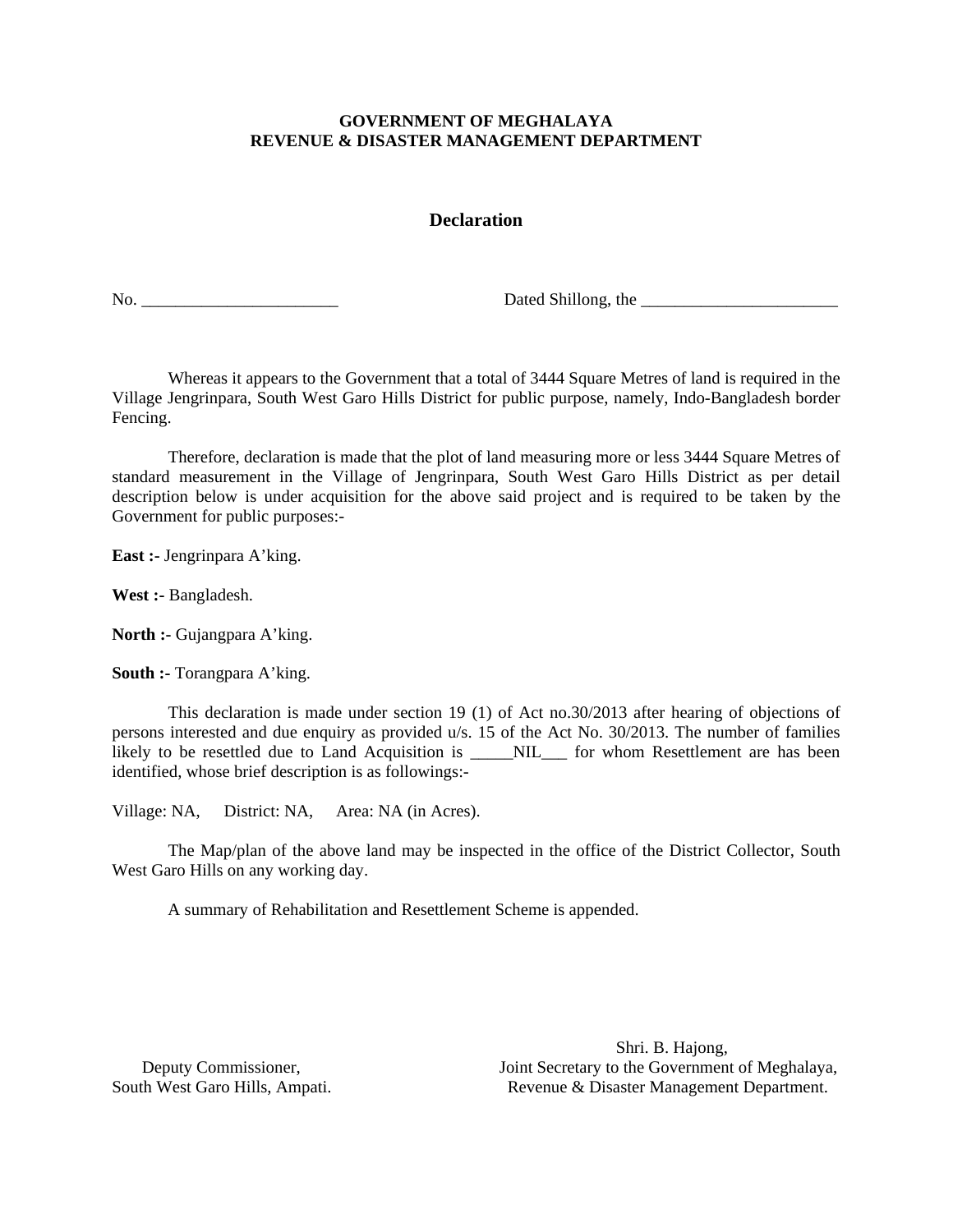**GOVERNMENT OF MEGHALAYA**
**REVENUE & DISASTER MANAGEMENT DEPARTMENT**

## Declaration

No. _______________________ Dated Shillong, the _______________________

Whereas it appears to the Government that a total of 3444 Square Metres of land is required in the Village Jengrinpara, South West Garo Hills District for public purpose, namely, Indo-Bangladesh border Fencing.

Therefore, declaration is made that the plot of land measuring more or less 3444 Square Metres of standard measurement in the Village of Jengrinpara, South West Garo Hills District as per detail description below is under acquisition for the above said project and is required to be taken by the Government for public purposes:-

**East :-** Jengrinpara A'king.

**West :-** Bangladesh.

**North :-** Gujangpara A'king.

**South :-** Torangpara A'king.

This declaration is made under section 19 (1) of Act no.30/2013 after hearing of objections of persons interested and due enquiry as provided u/s. 15 of the Act No. 30/2013. The number of families likely to be resettled due to Land Acquisition is _____NIL___ for whom Resettlement are has been identified, whose brief description is as followings:-

Village: NA, District: NA, Area: NA (in Acres).

The Map/plan of the above land may be inspected in the office of the District Collector, South West Garo Hills on any working day.

A summary of Rehabilitation and Resettlement Scheme is appended.

Deputy Commissioner,
South West Garo Hills, Ampati.

Shri. B. Hajong,
Joint Secretary to the Government of Meghalaya,
Revenue & Disaster Management Department.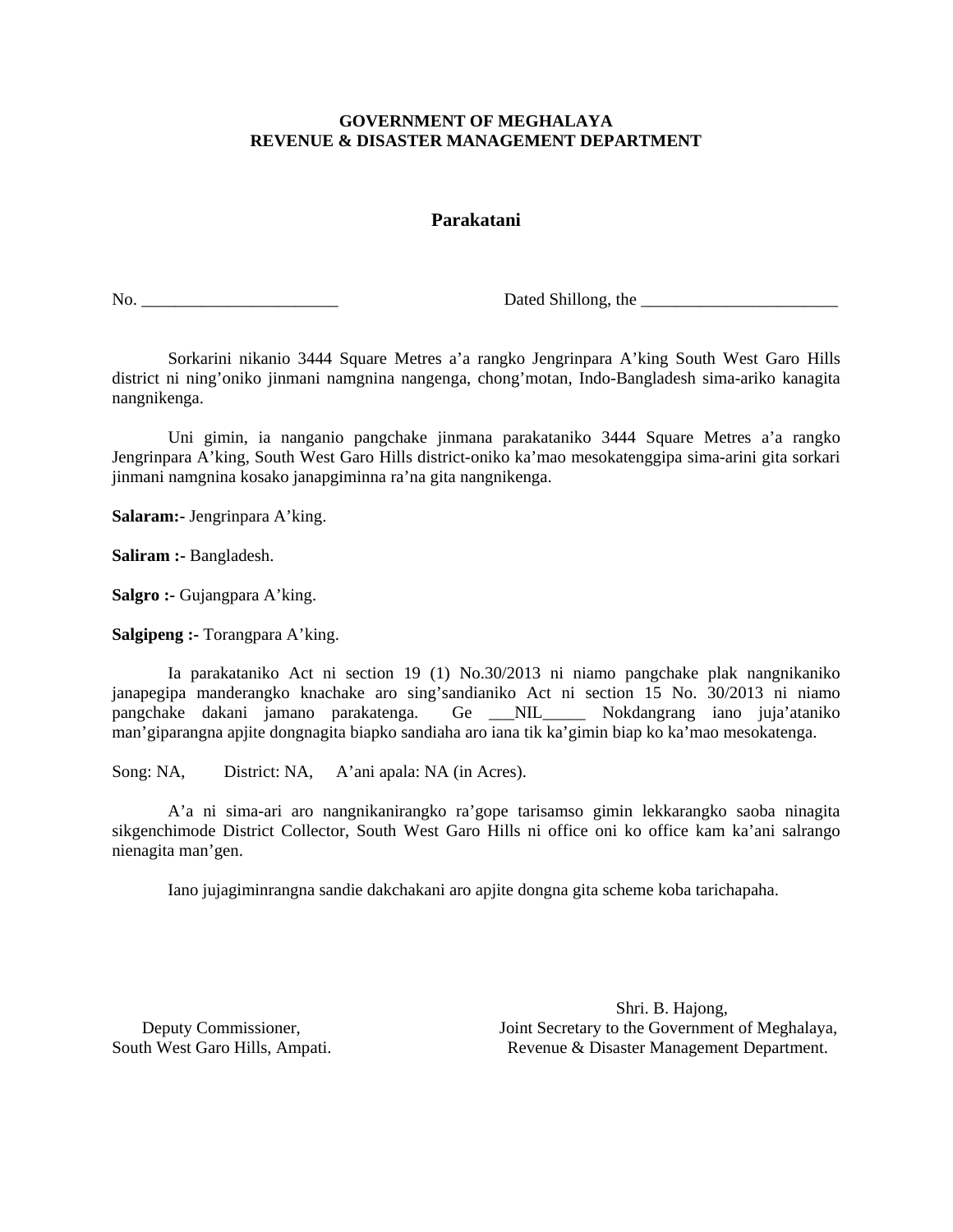**GOVERNMENT OF MEGHALAYA**
**REVENUE & DISASTER MANAGEMENT DEPARTMENT**

## Parakatani

No. _______________________ Dated Shillong, the _______________________

Sorkarini nikanio 3444 Square Metres a'a rangko Jengrinpara A'king South West Garo Hills district ni ning'oniko jinmani namgnina nangenga, chong'motan, Indo-Bangladesh sima-ariko kanagita nangnikenga.

Uni gimin, ia nanganio pangchake jinmana parakataniko 3444 Square Metres a'a rangko Jengrinpara A'king, South West Garo Hills district-oniko ka'mao mesokatenggipa sima-arini gita sorkari jinmani namgnina kosako janapgiminna ra'na gita nangnikenga.

**Salaram:-** Jengrinpara A'king.

**Saliram :-** Bangladesh.

**Salgro :-** Gujangpara A'king.

**Salgipeng :-** Torangpara A'king.

Ia parakataniko Act ni section 19 (1) No.30/2013 ni niamo pangchake plak nangnikaniko janapegipa manderangko knachake aro sing'sandianiko Act ni section 15 No. 30/2013 ni niamo pangchake dakani jamano parakatenga. Ge ___NIL_____ Nokdangrang iano juja'ataniko man'giparangna apjite dongnagita biapko sandiaha aro iana tik ka'gimin biap ko ka'mao mesokatenga.

Song: NA, District: NA, A'ani apala: NA (in Acres).

A'a ni sima-ari aro nangnikanirangko ra'gope tarisamso gimin lekkarangko saoba ninagita sikgenchimode District Collector, South West Garo Hills ni office oni ko office kam ka'ani salrango nienagita man'gen.

Iano jujagiminrangna sandie dakchakani aro apjite dongna gita scheme koba tarichapaha.

Deputy Commissioner,
South West Garo Hills, Ampati.

Shri. B. Hajong,
Joint Secretary to the Government of Meghalaya,
Revenue & Disaster Management Department.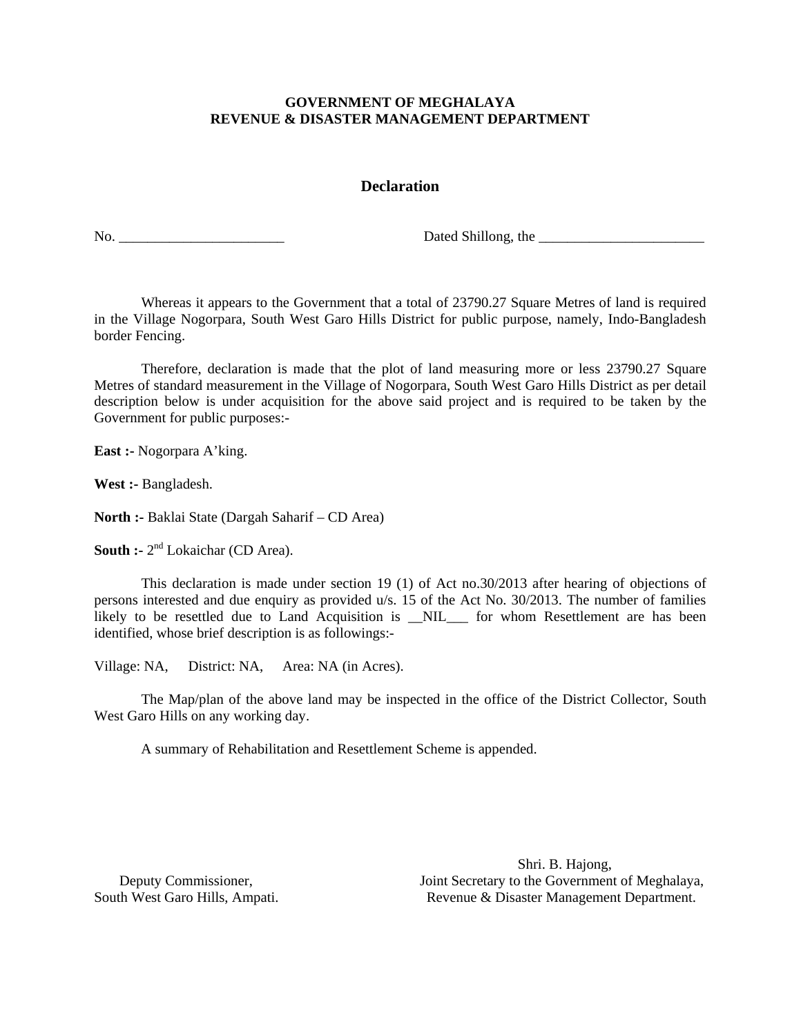**GOVERNMENT OF MEGHALAYA**
**REVENUE & DISASTER MANAGEMENT DEPARTMENT**

## Declaration

No. ________________________ Dated Shillong, the ________________________

Whereas it appears to the Government that a total of 23790.27 Square Metres of land is required in the Village Nogorpara, South West Garo Hills District for public purpose, namely, Indo-Bangladesh border Fencing.

Therefore, declaration is made that the plot of land measuring more or less 23790.27 Square Metres of standard measurement in the Village of Nogorpara, South West Garo Hills District as per detail description below is under acquisition for the above said project and is required to be taken by the Government for public purposes:-

**East :-** Nogorpara A'king.

**West :-** Bangladesh.

**North :-** Baklai State (Dargah Saharif – CD Area)

**South :-** 2nd Lokaichar (CD Area).

This declaration is made under section 19 (1) of Act no.30/2013 after hearing of objections of persons interested and due enquiry as provided u/s. 15 of the Act No. 30/2013. The number of families likely to be resettled due to Land Acquisition is __NIL___ for whom Resettlement are has been identified, whose brief description is as followings:-

Village: NA, District: NA, Area: NA (in Acres).

The Map/plan of the above land may be inspected in the office of the District Collector, South West Garo Hills on any working day.

A summary of Rehabilitation and Resettlement Scheme is appended.

Deputy Commissioner,
South West Garo Hills, Ampati.

Shri. B. Hajong,
Joint Secretary to the Government of Meghalaya,
Revenue & Disaster Management Department.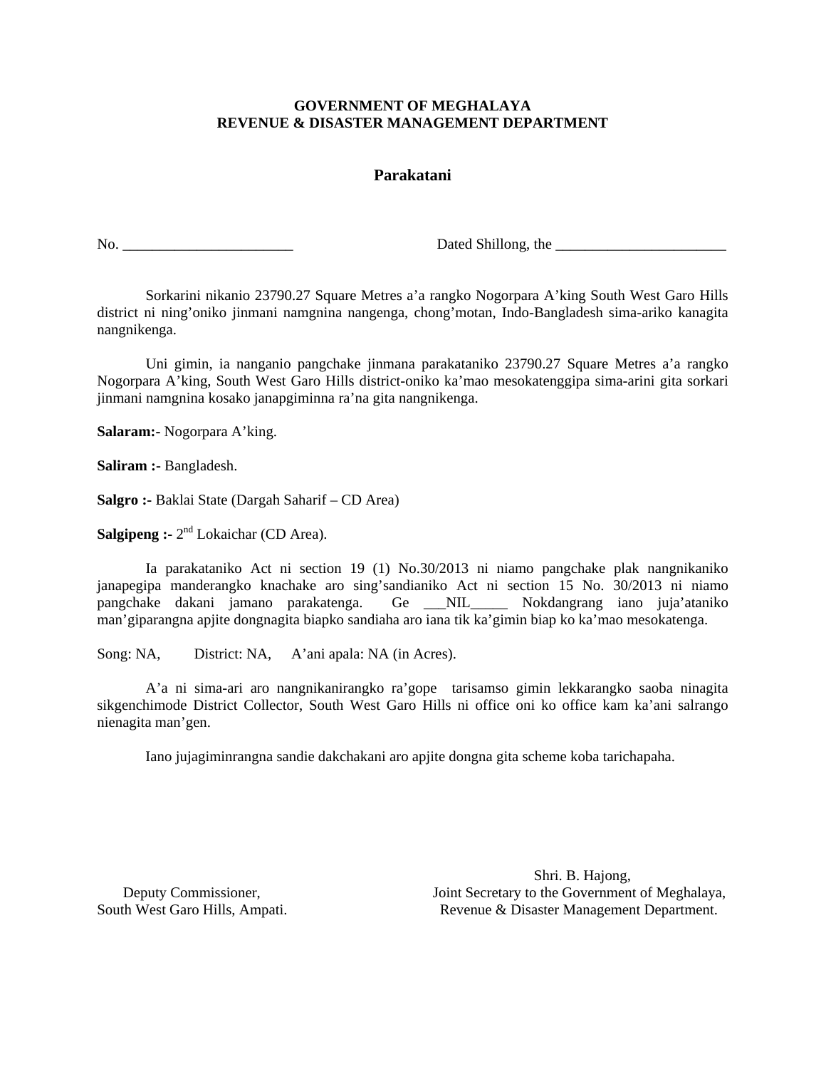**GOVERNMENT OF MEGHALAYA**
**REVENUE & DISASTER MANAGEMENT DEPARTMENT**

## Parakatani

No. ________________________ Dated Shillong, the ________________________

Sorkarini nikanio 23790.27 Square Metres a'a rangko Nogorpara A'king South West Garo Hills district ni ning'oniko jinmani namgnina nangenga, chong'motan, Indo-Bangladesh sima-ariko kanagita nangnikenga.

Uni gimin, ia nanganio pangchake jinmana parakataniko 23790.27 Square Metres a'a rangko Nogorpara A'king, South West Garo Hills district-oniko ka'mao mesokatenggipa sima-arini gita sorkari jinmani namgnina kosako janapgiminna ra'na gita nangnikenga.

**Salaram:-** Nogorpara A'king.

**Saliram :-** Bangladesh.

**Salgro :-** Baklai State (Dargah Saharif – CD Area)

**Salgipeng :-** 2nd Lokaichar (CD Area).

Ia parakataniko Act ni section 19 (1) No.30/2013 ni niamo pangchake plak nangnikaniko janapegipa manderangko knachake aro sing'sandianiko Act ni section 15 No. 30/2013 ni niamo pangchake dakani jamano parakatenga. Ge ___NIL_____ Nokdangrang iano juja'ataniko man'giparangna apjite dongnagita biapko sandiaha aro iana tik ka'gimin biap ko ka'mao mesokatenga.

Song: NA, District: NA, A'ani apala: NA (in Acres).

A'a ni sima-ari aro nangnikanirangko ra'gope tarisamso gimin lekkarangko saoba ninagita sikgenchimode District Collector, South West Garo Hills ni office oni ko office kam ka'ani salrango nienagita man'gen.

Iano jujagiminrangna sandie dakchakani aro apjite dongna gita scheme koba tarichapaha.

Deputy Commissioner,
South West Garo Hills, Ampati.

Shri. B. Hajong,
Joint Secretary to the Government of Meghalaya,
Revenue & Disaster Management Department.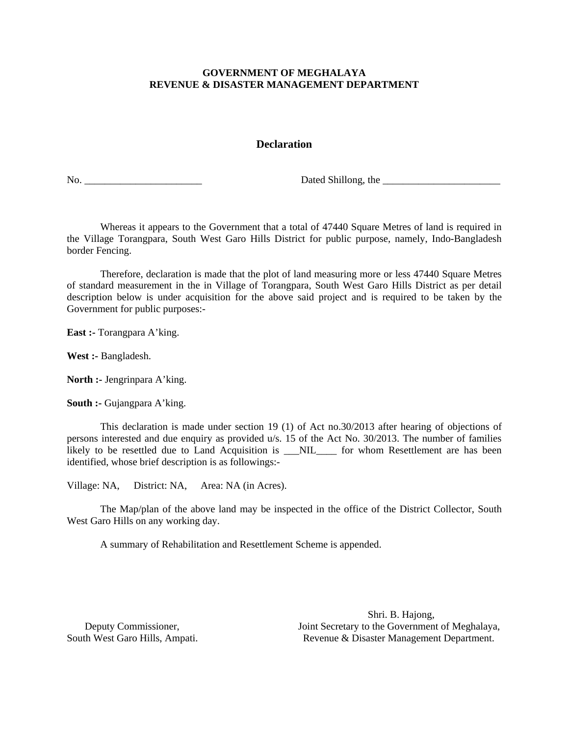**GOVERNMENT OF MEGHALAYA**
**REVENUE & DISASTER MANAGEMENT DEPARTMENT**

## Declaration

No. _______________________ Dated Shillong, the _______________________

Whereas it appears to the Government that a total of 47440 Square Metres of land is required in the Village Torangpara, South West Garo Hills District for public purpose, namely, Indo-Bangladesh border Fencing.

Therefore, declaration is made that the plot of land measuring more or less 47440 Square Metres of standard measurement in the in Village of Torangpara, South West Garo Hills District as per detail description below is under acquisition for the above said project and is required to be taken by the Government for public purposes:-

**East :-** Torangpara A'king.

**West :-** Bangladesh.

**North :-** Jengrinpara A'king.

**South :-** Gujangpara A'king.

This declaration is made under section 19 (1) of Act no.30/2013 after hearing of objections of persons interested and due enquiry as provided u/s. 15 of the Act No. 30/2013. The number of families likely to be resettled due to Land Acquisition is ___NIL____ for whom Resettlement are has been identified, whose brief description is as followings:-

Village: NA, District: NA, Area: NA (in Acres).

The Map/plan of the above land may be inspected in the office of the District Collector, South West Garo Hills on any working day.

A summary of Rehabilitation and Resettlement Scheme is appended.

Shri. B. Hajong,
Joint Secretary to the Government of Meghalaya,
Revenue & Disaster Management Department.

Deputy Commissioner,
South West Garo Hills, Ampati.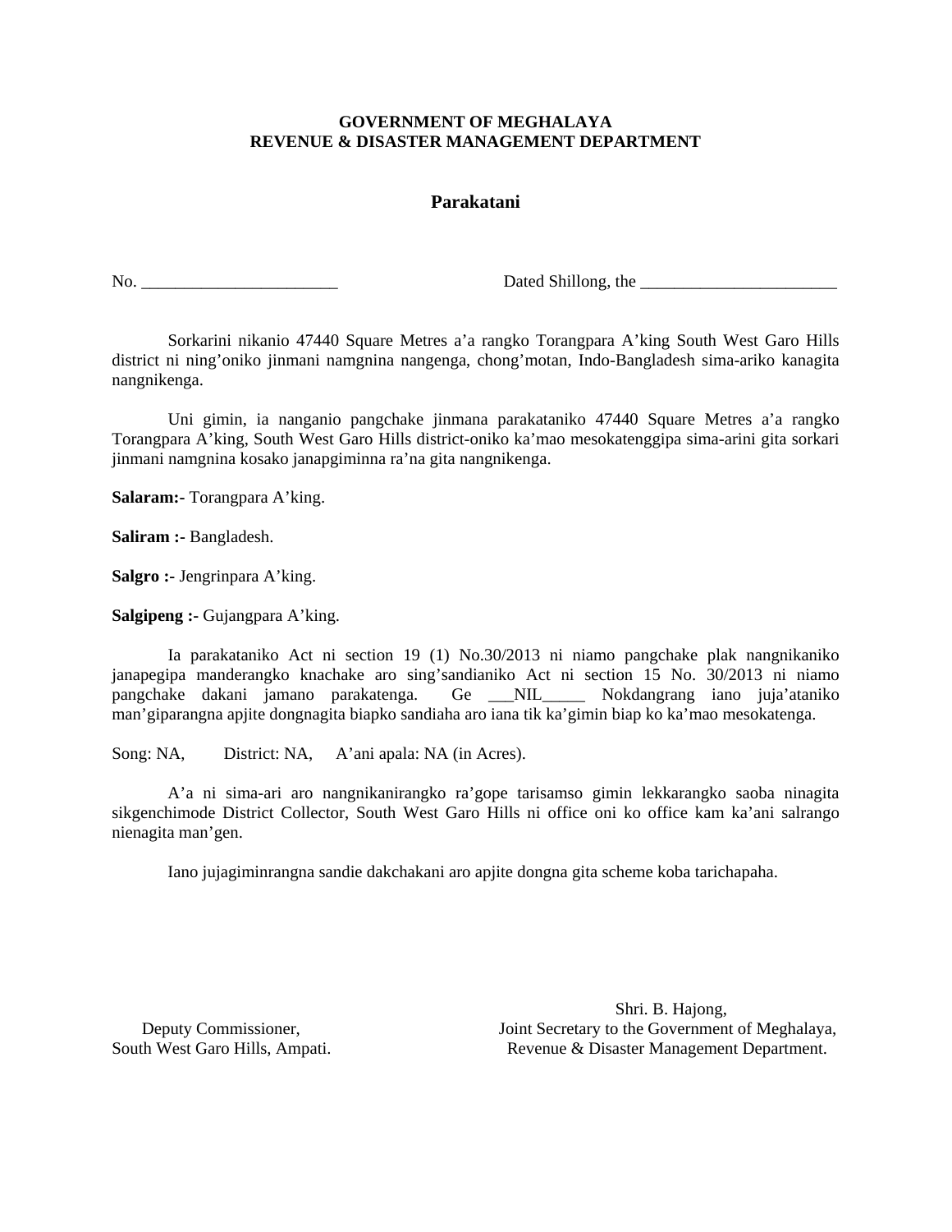**GOVERNMENT OF MEGHALAYA**
**REVENUE & DISASTER MANAGEMENT DEPARTMENT**

## Parakatani

No. _______________________ Dated Shillong, the _______________________

Sorkarini nikanio 47440 Square Metres a'a rangko Torangpara A'king South West Garo Hills district ni ning'oniko jinmani namgnina nangenga, chong'motan, Indo-Bangladesh sima-ariko kanagita nangnikenga.

Uni gimin, ia nanganio pangchake jinmana parakataniko 47440 Square Metres a'a rangko Torangpara A'king, South West Garo Hills district-oniko ka'mao mesokatenggipa sima-arini gita sorkari jinmani namgnina kosako janapgiminna ra'na gita nangnikenga.

**Salaram:-** Torangpara A'king.

**Saliram :-** Bangladesh.

**Salgro :-** Jengrinpara A'king.

**Salgipeng :-** Gujangpara A'king.

Ia parakataniko Act ni section 19 (1) No.30/2013 ni niamo pangchake plak nangnikaniko janapegipa manderangko knachake aro sing'sandianiko Act ni section 15 No. 30/2013 ni niamo pangchake dakani jamano parakatenga. Ge ___NIL_____ Nokdangrang iano juja'ataniko man'giparangna apjite dongnagita biapko sandiaha aro iana tik ka'gimin biap ko ka'mao mesokatenga.

Song: NA, District: NA, A'ani apala: NA (in Acres).

A'a ni sima-ari aro nangnikanirangko ra'gope tarisamso gimin lekkarangko saoba ninagita sikgenchimode District Collector, South West Garo Hills ni office oni ko office kam ka'ani salrango nienagita man'gen.

Iano jujagiminrangna sandie dakchakani aro apjite dongna gita scheme koba tarichapaha.

Deputy Commissioner,
South West Garo Hills, Ampati.

Shri. B. Hajong,
Joint Secretary to the Government of Meghalaya,
Revenue & Disaster Management Department.